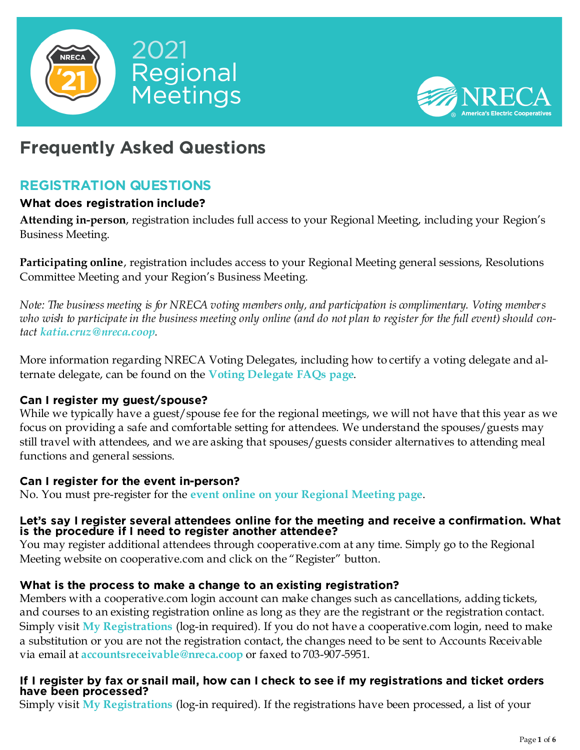# 2021 Regional Meetings

NRECA America's Electric Cooperatives

## Frequently Asked Questions

### REGISTRATION QUESTIONS

**What does registration include?**

**Attending in-person**, registration includes full access to your Regional Meeting, including your Region's Business Meeting.

**Participating online**, registration includes access to your Regional Meeting general sessions, Resolutions Committee Meeting and your Region's Business Meeting.

*Note: The business meeting is for NRECA voting members only, and participation is complimentary. Voting members who wish to participate in the business meeting only online (and do not plan to register for the full event) should contact* **katia.cruz@nreca.coop**.

More information regarding NRECA Voting Delegates, including how to certify a voting delegate and alternate delegate, can be found on the **Voting Delegate FAQs page**.

**Can I register my guest/spouse?**

While we typically have a guest/spouse fee for the regional meetings, we will not have that this year as we focus on providing a safe and comfortable setting for attendees. We understand the spouses/guests may still travel with attendees, and we are asking that spouses/guests consider alternatives to attending meal functions and general sessions.

**Can I register for the event in-person?**

No. You must pre-register for the **event online on your Regional Meeting page**.

**Let's say I register several attendees online for the meeting and receive a confirmation. What is the procedure if I need to register another attendee?**

You may register additional attendees through cooperative.com at any time. Simply go to the Regional Meeting website on cooperative.com and click on the "Register" button.

**What is the process to make a change to an existing registration?**

Members with a cooperative.com login account can make changes such as cancellations, adding tickets, and courses to an existing registration online as long as they are the registrant or the registration contact. Simply visit **My Registrations** (log-in required). If you do not have a cooperative.com login, need to make a substitution or you are not the registration contact, the changes need to be sent to Accounts Receivable via email at **accountsreceivable@nreca.coop** or faxed to 703-907-5951.

**If I register by fax or snail mail, how can I check to see if my registrations and ticket orders have been processed?**

Simply visit **My Registrations** (log-in required). If the registrations have been processed, a list of your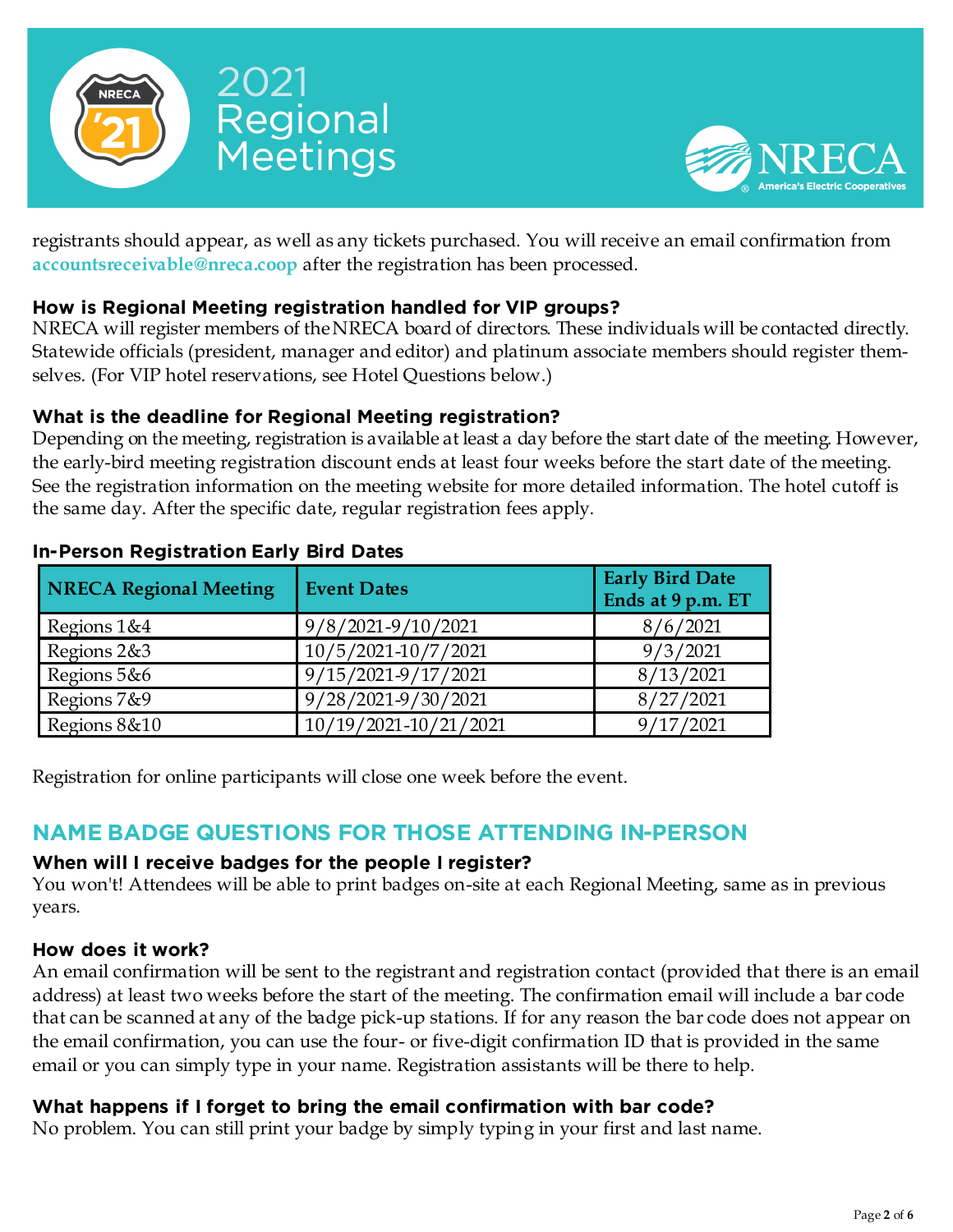registrants should appear, as well as any tickets purchased. You will receive an email confirmation from **accountsreceivable@nreca.coop** after the registration has been processed.

### How is Regional Meeting registration handled for VIP groups?

NRECA will register members of the NRECA board of directors. These individuals will be contacted directly. Statewide officials (president, manager and editor) and platinum associate members should register themselves. (For VIP hotel reservations, see Hotel Questions below.)

### What is the deadline for Regional Meeting registration?

Depending on the meeting, registration is available at least a day before the start date of the meeting. However, the early-bird meeting registration discount ends at least four weeks before the start date of the meeting. See the registration information on the meeting website for more detailed information. The hotel cutoff is the same day. After the specific date, regular registration fees apply.

### In-Person Registration Early Bird Dates

| NRECA Regional Meeting | Event Dates | Early Bird Date Ends at 9 p.m. ET |
|---|---|---|
| Regions 1&4 | 9/8/2021-9/10/2021 | 8/6/2021 |
| Regions 2&3 | 10/5/2021-10/7/2021 | 9/3/2021 |
| Regions 5&6 | 9/15/2021-9/17/2021 | 8/13/2021 |
| Regions 7&9 | 9/28/2021-9/30/2021 | 8/27/2021 |
| Regions 8&10 | 10/19/2021-10/21/2021 | 9/17/2021 |

Registration for online participants will close one week before the event.

## NAME BADGE QUESTIONS FOR THOSE ATTENDING IN-PERSON

### When will I receive badges for the people I register?

You won't! Attendees will be able to print badges on-site at each Regional Meeting, same as in previous years.

### How does it work?

An email confirmation will be sent to the registrant and registration contact (provided that there is an email address) at least two weeks before the start of the meeting. The confirmation email will include a bar code that can be scanned at any of the badge pick-up stations. If for any reason the bar code does not appear on the email confirmation, you can use the four- or five-digit confirmation ID that is provided in the same email or you can simply type in your name. Registration assistants will be there to help.

### What happens if I forget to bring the email confirmation with bar code?

No problem. You can still print your badge by simply typing in your first and last name.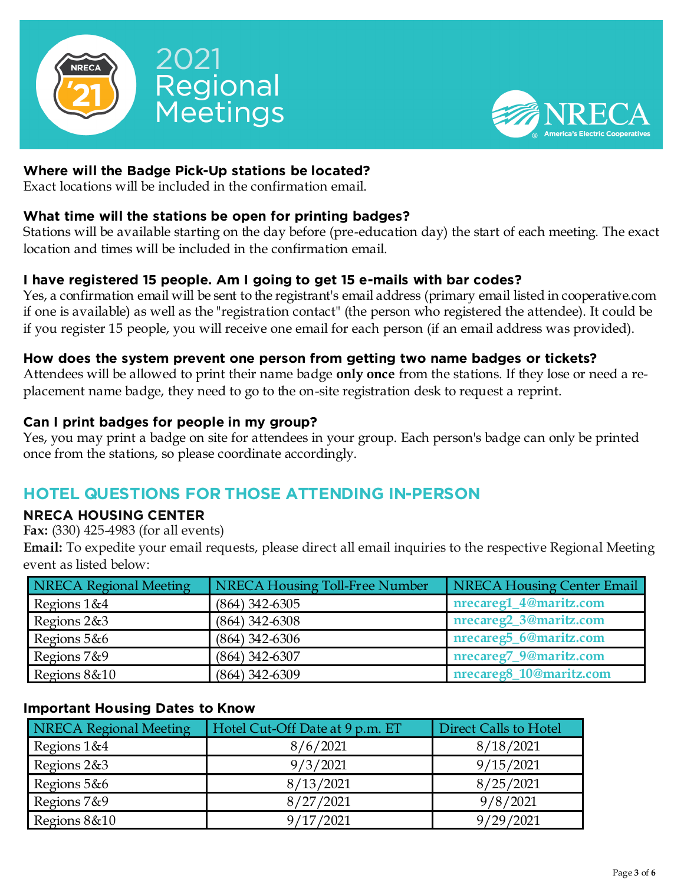# 2021 Regional Meetings

### Where will the Badge Pick-Up stations be located?

Exact locations will be included in the confirmation email.

### What time will the stations be open for printing badges?

Stations will be available starting on the day before (pre-education day) the start of each meeting. The exact location and times will be included in the confirmation email.

### I have registered 15 people. Am I going to get 15 e-mails with bar codes?

Yes, a confirmation email will be sent to the registrant's email address (primary email listed in cooperative.com if one is available) as well as the "registration contact" (the person who registered the attendee). It could be if you register 15 people, you will receive one email for each person (if an email address was provided).

### How does the system prevent one person from getting two name badges or tickets?

Attendees will be allowed to print their name badge **only once** from the stations. If they lose or need a replacement name badge, they need to go to the on-site registration desk to request a reprint.

### Can I print badges for people in my group?

Yes, you may print a badge on site for attendees in your group. Each person's badge can only be printed once from the stations, so please coordinate accordingly.

## HOTEL QUESTIONS FOR THOSE ATTENDING IN-PERSON

### NRECA HOUSING CENTER

**Fax:** (330) 425-4983 (for all events)

**Email:** To expedite your email requests, please direct all email inquiries to the respective Regional Meeting event as listed below:

| NRECA Regional Meeting | NRECA Housing Toll-Free Number | NRECA Housing Center Email |
|---|---|---|
| Regions 1&4 | (864) 342-6305 | **nrecareg1_4@maritz.com** |
| Regions 2&3 | (864) 342-6308 | **nrecareg2_3@maritz.com** |
| Regions 5&6 | (864) 342-6306 | **nrecareg5_6@maritz.com** |
| Regions 7&9 | (864) 342-6307 | **nrecareg7_9@maritz.com** |
| Regions 8&10 | (864) 342-6309 | **nrecareg8_10@maritz.com** |

### Important Housing Dates to Know

| NRECA Regional Meeting | Hotel Cut-Off Date at 9 p.m. ET | Direct Calls to Hotel |
|---|---|---|
| Regions 1&4 | 8/6/2021 | 8/18/2021 |
| Regions 2&3 | 9/3/2021 | 9/15/2021 |
| Regions 5&6 | 8/13/2021 | 8/25/2021 |
| Regions 7&9 | 8/27/2021 | 9/8/2021 |
| Regions 8&10 | 9/17/2021 | 9/29/2021 |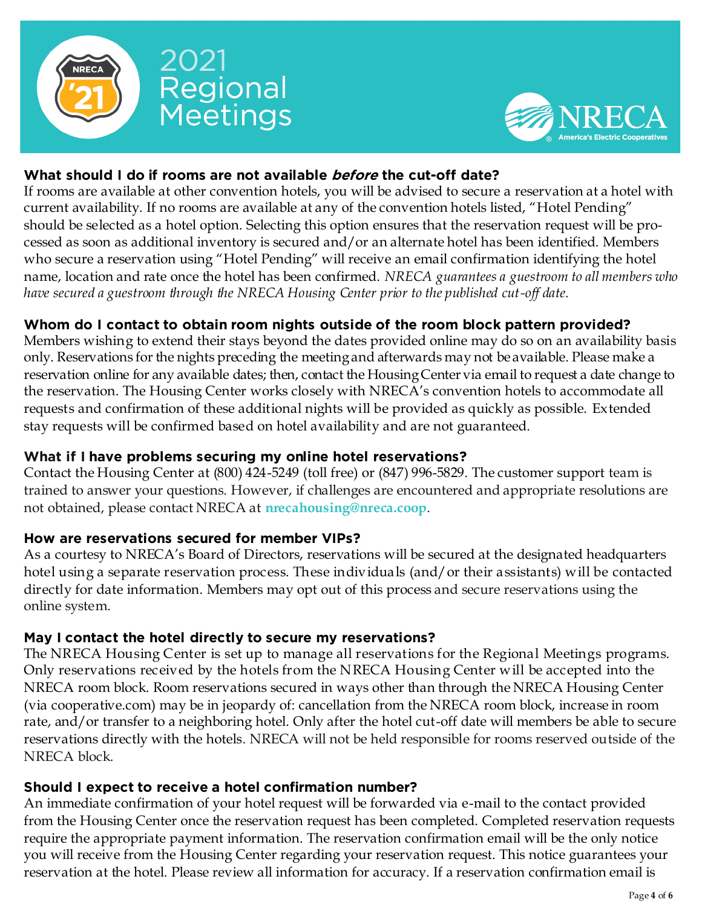# 2021 Regional Meetings

NRECA America's Electric Cooperatives

### What should I do if rooms are not available *before* the cut-off date?

If rooms are available at other convention hotels, you will be advised to secure a reservation at a hotel with current availability. If no rooms are available at any of the convention hotels listed, "Hotel Pending" should be selected as a hotel option. Selecting this option ensures that the reservation request will be processed as soon as additional inventory is secured and/or an alternate hotel has been identified. Members who secure a reservation using "Hotel Pending" will receive an email confirmation identifying the hotel name, location and rate once the hotel has been confirmed. *NRECA guarantees a guestroom to all members who have secured a guestroom through the NRECA Housing Center prior to the published cut-off date.*

### Whom do I contact to obtain room nights outside of the room block pattern provided?

Members wishing to extend their stays beyond the dates provided online may do so on an availability basis only. Reservations for the nights preceding the meeting and afterwards may not be available. Please make a reservation online for any available dates; then, contact the Housing Center via email to request a date change to the reservation. The Housing Center works closely with NRECA's convention hotels to accommodate all requests and confirmation of these additional nights will be provided as quickly as possible. Extended stay requests will be confirmed based on hotel availability and are not guaranteed.

### What if I have problems securing my online hotel reservations?

Contact the Housing Center at (800) 424-5249 (toll free) or (847) 996-5829. The customer support team is trained to answer your questions. However, if challenges are encountered and appropriate resolutions are not obtained, please contact NRECA at **nrecahousing@nreca.coop**.

### How are reservations secured for member VIPs?

As a courtesy to NRECA's Board of Directors, reservations will be secured at the designated headquarters hotel using a separate reservation process. These individuals (and/or their assistants) will be contacted directly for date information. Members may opt out of this process and secure reservations using the online system.

### May I contact the hotel directly to secure my reservations?

The NRECA Housing Center is set up to manage all reservations for the Regional Meetings programs. Only reservations received by the hotels from the NRECA Housing Center will be accepted into the NRECA room block. Room reservations secured in ways other than through the NRECA Housing Center (via cooperative.com) may be in jeopardy of: cancellation from the NRECA room block, increase in room rate, and/or transfer to a neighboring hotel. Only after the hotel cut-off date will members be able to secure reservations directly with the hotels. NRECA will not be held responsible for rooms reserved outside of the NRECA block.

### Should I expect to receive a hotel confirmation number?

An immediate confirmation of your hotel request will be forwarded via e-mail to the contact provided from the Housing Center once the reservation request has been completed. Completed reservation requests require the appropriate payment information. The reservation confirmation email will be the only notice you will receive from the Housing Center regarding your reservation request. This notice guarantees your reservation at the hotel. Please review all information for accuracy. If a reservation confirmation email is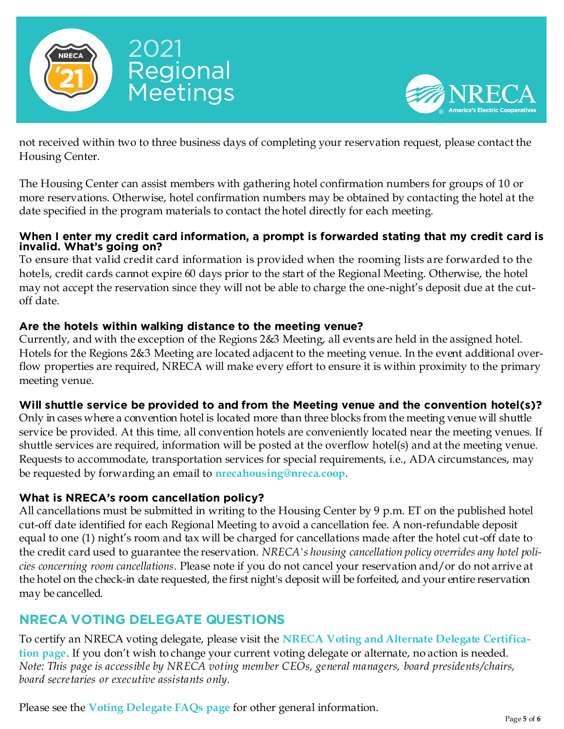not received within two to three business days of completing your reservation request, please contact the Housing Center.

The Housing Center can assist members with gathering hotel confirmation numbers for groups of 10 or more reservations. Otherwise, hotel confirmation numbers may be obtained by contacting the hotel at the date specified in the program materials to contact the hotel directly for each meeting.

**When I enter my credit card information, a prompt is forwarded stating that my credit card is invalid. What's going on?**

To ensure that valid credit card information is provided when the rooming lists are forwarded to the hotels, credit cards cannot expire 60 days prior to the start of the Regional Meeting. Otherwise, the hotel may not accept the reservation since they will not be able to charge the one-night's deposit due at the cut-off date.

**Are the hotels within walking distance to the meeting venue?**

Currently, and with the exception of the Regions 2&3 Meeting, all events are held in the assigned hotel. Hotels for the Regions 2&3 Meeting are located adjacent to the meeting venue. In the event additional overflow properties are required, NRECA will make every effort to ensure it is within proximity to the primary meeting venue.

**Will shuttle service be provided to and from the Meeting venue and the convention hotel(s)?**

Only in cases where a convention hotel is located more than three blocks from the meeting venue will shuttle service be provided. At this time, all convention hotels are conveniently located near the meeting venues. If shuttle services are required, information will be posted at the overflow hotel(s) and at the meeting venue. Requests to accommodate, transportation services for special requirements, i.e., ADA circumstances, may be requested by forwarding an email to **nrecahousing@nreca.coop**.

**What is NRECA's room cancellation policy?**

All cancellations must be submitted in writing to the Housing Center by 9 p.m. ET on the published hotel cut-off date identified for each Regional Meeting to avoid a cancellation fee. A non-refundable deposit equal to one (1) night's room and tax will be charged for cancellations made after the hotel cut-off date to the credit card used to guarantee the reservation. *NRECA's housing cancellation policy overrides any hotel policies concerning room cancellations*. Please note if you do not cancel your reservation and/or do not arrive at the hotel on the check-in date requested, the first night's deposit will be forfeited, and your entire reservation may be cancelled.

## NRECA VOTING DELEGATE QUESTIONS

To certify an NRECA voting delegate, please visit the **NRECA Voting and Alternate Delegate Certification page**. If you don't wish to change your current voting delegate or alternate, no action is needed. *Note: This page is accessible by NRECA voting member CEOs, general managers, board presidents/chairs, board secretaries or executive assistants only.*

Please see the **Voting Delegate FAQs page** for other general information.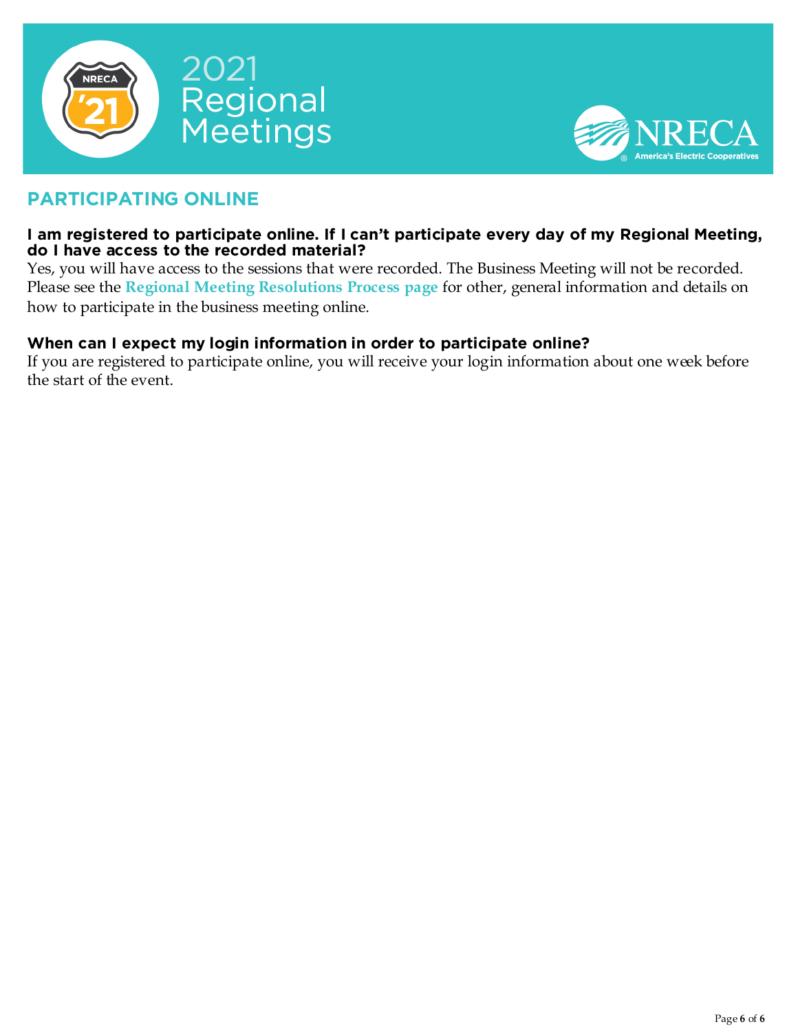## PARTICIPATING ONLINE

**I am registered to participate online. If I can't participate every day of my Regional Meeting, do I have access to the recorded material?**

Yes, you will have access to the sessions that were recorded. The Business Meeting will not be recorded. Please see the **Regional Meeting Resolutions Process page** for other, general information and details on how to participate in the business meeting online.

**When can I expect my login information in order to participate online?**

If you are registered to participate online, you will receive your login information about one week before the start of the event.